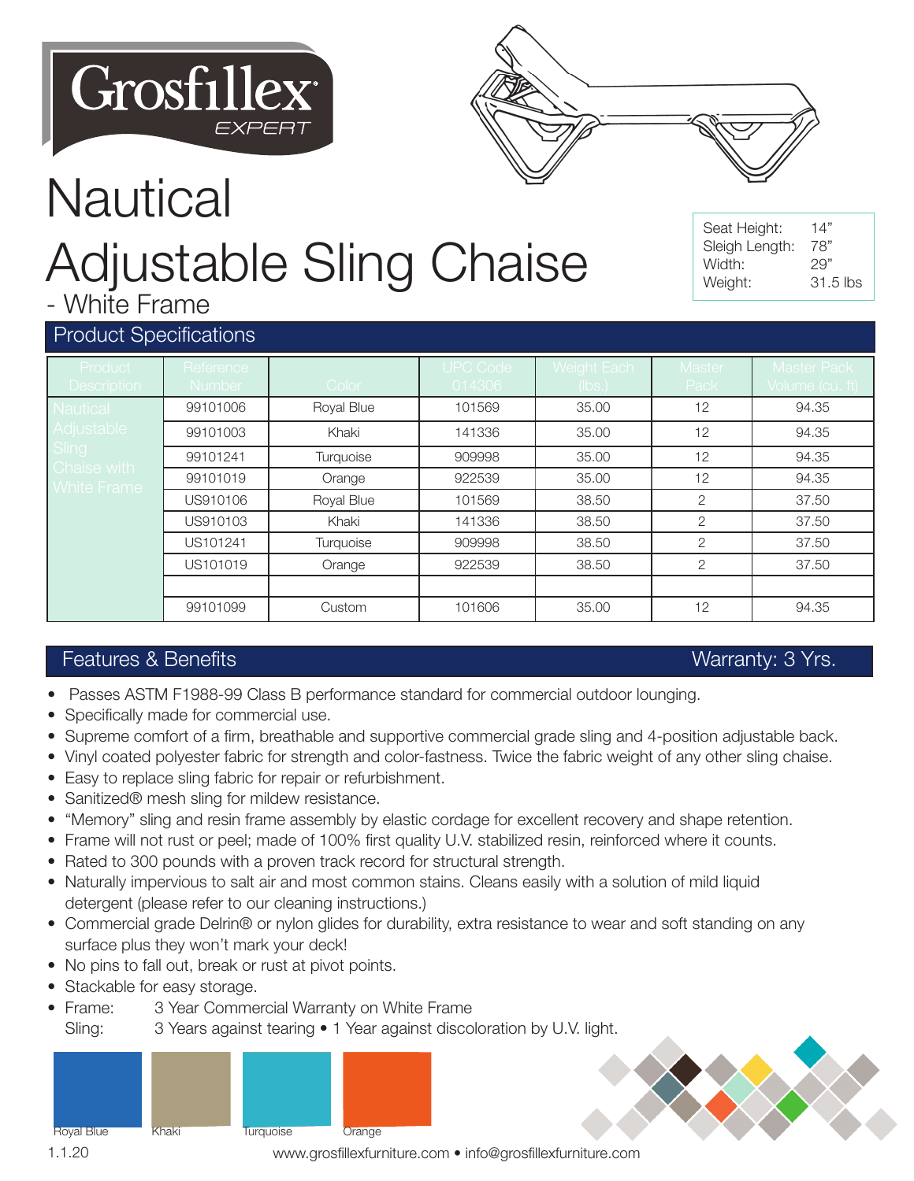Grosfillex EXPERT

# Nautical Adjustable Sling Chaise

- White Frame

| | |
|---|---|
| Seat Height: | 14" |
| Sleigh Length: | 78" |
| Width: | 29" |
| Weight: | 31.5 lbs |

## Product Specifications

| Product Description | Reference Number | Color | UPC Code 014306 | Weight Each (lbs.) | Master Pack | Master Pack Volume (cu. ft) |
|---|---|---|---|---|---|---|
| Nautical Adjustable Sling Chaise with White Frame | 99101006 | Royal Blue | 101569 | 35.00 | 12 | 94.35 |
| | 99101003 | Khaki | 141336 | 35.00 | 12 | 94.35 |
| | 99101241 | Turquoise | 909998 | 35.00 | 12 | 94.35 |
| | 99101019 | Orange | 922539 | 35.00 | 12 | 94.35 |
| | US910106 | Royal Blue | 101569 | 38.50 | 2 | 37.50 |
| | US910103 | Khaki | 141336 | 38.50 | 2 | 37.50 |
| | US101241 | Turquoise | 909998 | 38.50 | 2 | 37.50 |
| | US101019 | Orange | 922539 | 38.50 | 2 | 37.50 |
| | | | | | | |
| | 99101099 | Custom | 101606 | 35.00 | 12 | 94.35 |

## Features & Benefits

Warranty: 3 Yrs.

- Passes ASTM F1988-99 Class B performance standard for commercial outdoor lounging.
- Specifically made for commercial use.
- Supreme comfort of a firm, breathable and supportive commercial grade sling and 4-position adjustable back.
- Vinyl coated polyester fabric for strength and color-fastness. Twice the fabric weight of any other sling chaise.
- Easy to replace sling fabric for repair or refurbishment.
- Sanitized® mesh sling for mildew resistance.
- "Memory" sling and resin frame assembly by elastic cordage for excellent recovery and shape retention.
- Frame will not rust or peel; made of 100% first quality U.V. stabilized resin, reinforced where it counts.
- Rated to 300 pounds with a proven track record for structural strength.
- Naturally impervious to salt air and most common stains. Cleans easily with a solution of mild liquid detergent (please refer to our cleaning instructions.)
- Commercial grade Delrin® or nylon glides for durability, extra resistance to wear and soft standing on any surface plus they won't mark your deck!
- No pins to fall out, break or rust at pivot points.
- Stackable for easy storage.
- Frame: 3 Year Commercial Warranty on White Frame
  Sling: 3 Years against tearing • 1 Year against discoloration by U.V. light.

Royal Blue | Khaki | Turquoise | Orange

1.1.20

www.grosfillexfurniture.com • info@grosfillexfurniture.com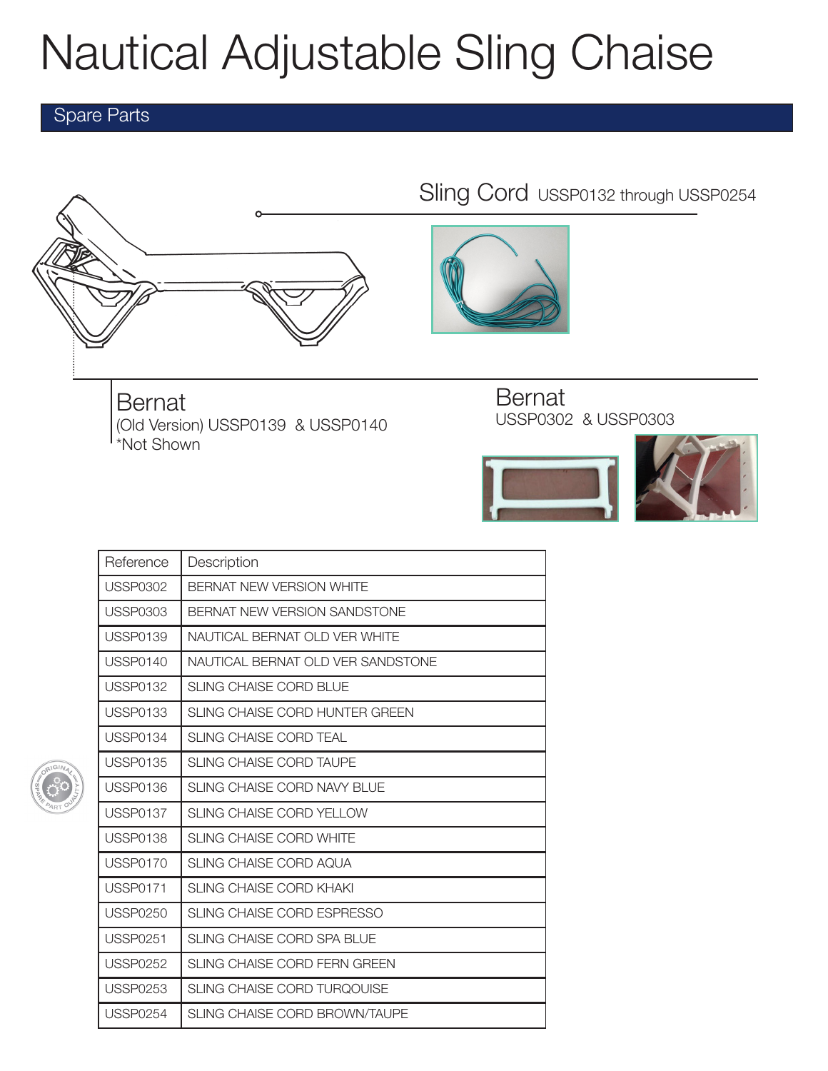# Nautical Adjustable Sling Chaise

## Spare Parts

Sling Cord USSP0132 through USSP0254

Bernat
(Old Version) USSP0139 & USSP0140
*Not Shown

Bernat
USSP0302 & USSP0303

| Reference | Description |
|---|---|
| USSP0302 | BERNAT NEW VERSION WHITE |
| USSP0303 | BERNAT NEW VERSION SANDSTONE |
| USSP0139 | NAUTICAL BERNAT OLD VER WHITE |
| USSP0140 | NAUTICAL BERNAT OLD VER SANDSTONE |
| USSP0132 | SLING CHAISE CORD BLUE |
| USSP0133 | SLING CHAISE CORD HUNTER GREEN |
| USSP0134 | SLING CHAISE CORD TEAL |
| USSP0135 | SLING CHAISE CORD TAUPE |
| USSP0136 | SLING CHAISE CORD NAVY BLUE |
| USSP0137 | SLING CHAISE CORD YELLOW |
| USSP0138 | SLING CHAISE CORD WHITE |
| USSP0170 | SLING CHAISE CORD AQUA |
| USSP0171 | SLING CHAISE CORD KHAKI |
| USSP0250 | SLING CHAISE CORD ESPRESSO |
| USSP0251 | SLING CHAISE CORD SPA BLUE |
| USSP0252 | SLING CHAISE CORD FERN GREEN |
| USSP0253 | SLING CHAISE CORD TURQOUISE |
| USSP0254 | SLING CHAISE CORD BROWN/TAUPE |